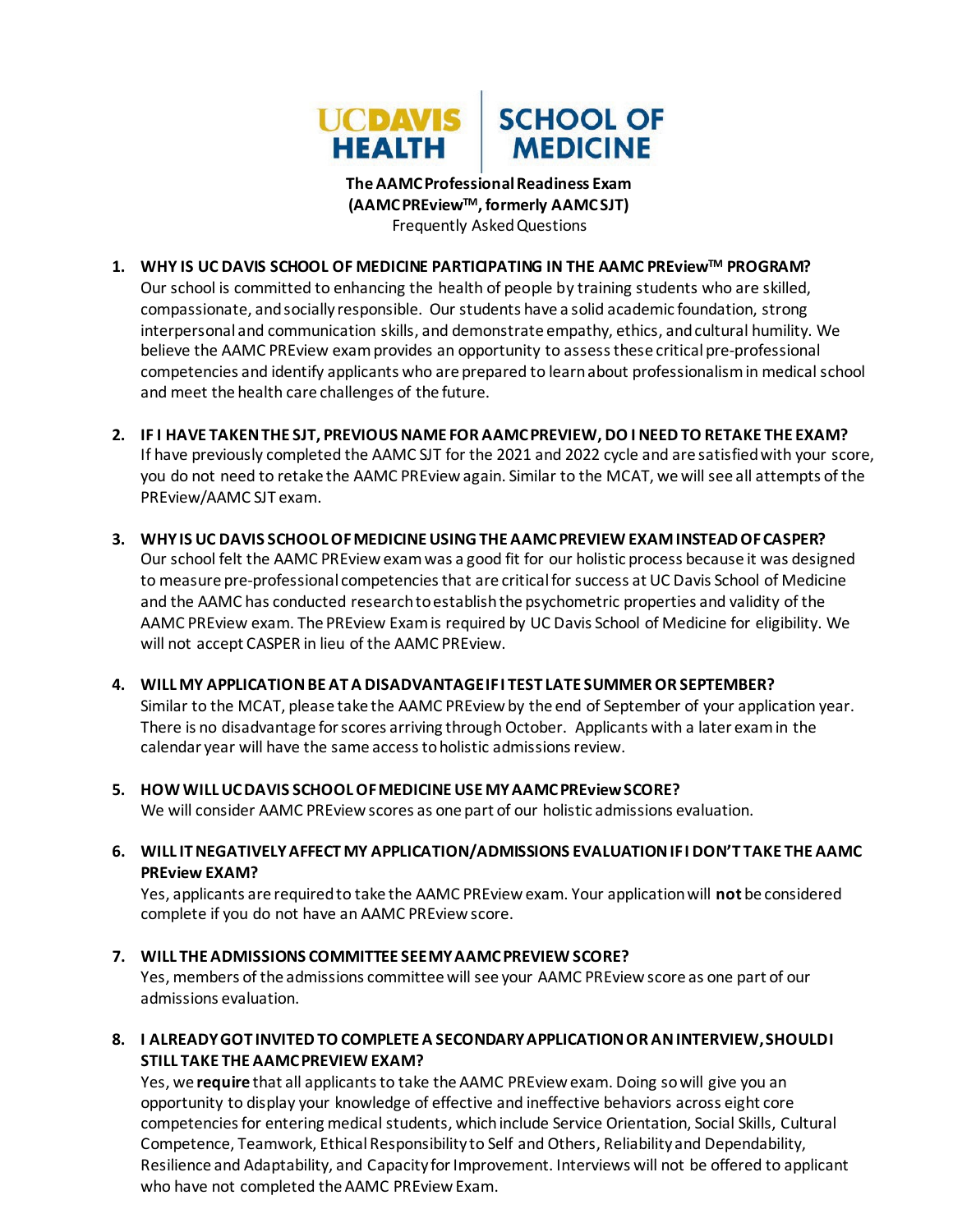UCDAVIS HEALTH | SCHOOL OF MEDICINE

**The AAMC Professional Readiness Exam**
**(AAMC PREview™, formerly AAMC SJT)**
Frequently Asked Questions

1. **WHY IS UC DAVIS SCHOOL OF MEDICINE PARTICIPATING IN THE AAMC PREview™ PROGRAM?**
   Our school is committed to enhancing the health of people by training students who are skilled, compassionate, and socially responsible. Our students have a solid academic foundation, strong interpersonal and communication skills, and demonstrate empathy, ethics, and cultural humility. We believe the AAMC PREview exam provides an opportunity to assess these critical pre-professional competencies and identify applicants who are prepared to learn about professionalism in medical school and meet the health care challenges of the future.

2. **IF I HAVE TAKEN THE SJT, PREVIOUS NAME FOR AAMC PREVIEW, DO I NEED TO RETAKE THE EXAM?**
   If have previously completed the AAMC SJT for the 2021 and 2022 cycle and are satisfied with your score, you do not need to retake the AAMC PREview again. Similar to the MCAT, we will see all attempts of the PREview/AAMC SJT exam.

3. **WHY IS UC DAVIS SCHOOL OF MEDICINE USING THE AAMC PREVIEW EXAM INSTEAD OF CASPER?**
   Our school felt the AAMC PREview exam was a good fit for our holistic process because it was designed to measure pre-professional competencies that are critical for success at UC Davis School of Medicine and the AAMC has conducted research to establish the psychometric properties and validity of the AAMC PREview exam. The PREview Exam is required by UC Davis School of Medicine for eligibility. We will not accept CASPER in lieu of the AAMC PREview.

4. **WILL MY APPLICATION BE AT A DISADVANTAGE IF I TEST LATE SUMMER OR SEPTEMBER?**
   Similar to the MCAT, please take the AAMC PREview by the end of September of your application year. There is no disadvantage for scores arriving through October. Applicants with a later exam in the calendar year will have the same access to holistic admissions review.

5. **HOW WILL UC DAVIS SCHOOL OF MEDICINE USE MY AAMC PREview SCORE?**
   We will consider AAMC PREview scores as one part of our holistic admissions evaluation.

6. **WILL IT NEGATIVELY AFFECT MY APPLICATION/ADMISSIONS EVALUATION IF I DON'T TAKE THE AAMC PREview EXAM?**
   Yes, applicants are required to take the AAMC PREview exam. Your application will **not** be considered complete if you do not have an AAMC PREview score.

7. **WILL THE ADMISSIONS COMMITTEE SEE MY AAMC PREVIEW SCORE?**
   Yes, members of the admissions committee will see your AAMC PREview score as one part of our admissions evaluation.

8. **I ALREADY GOT INVITED TO COMPLETE A SECONDARY APPLICATION OR AN INTERVIEW, SHOULD I STILL TAKE THE AAMC PREVIEW EXAM?**
   Yes, we **require** that all applicants to take the AAMC PREview exam. Doing so will give you an opportunity to display your knowledge of effective and ineffective behaviors across eight core competencies for entering medical students, which include Service Orientation, Social Skills, Cultural Competence, Teamwork, Ethical Responsibility to Self and Others, Reliability and Dependability, Resilience and Adaptability, and Capacity for Improvement. Interviews will not be offered to applicant who have not completed the AAMC PREview Exam.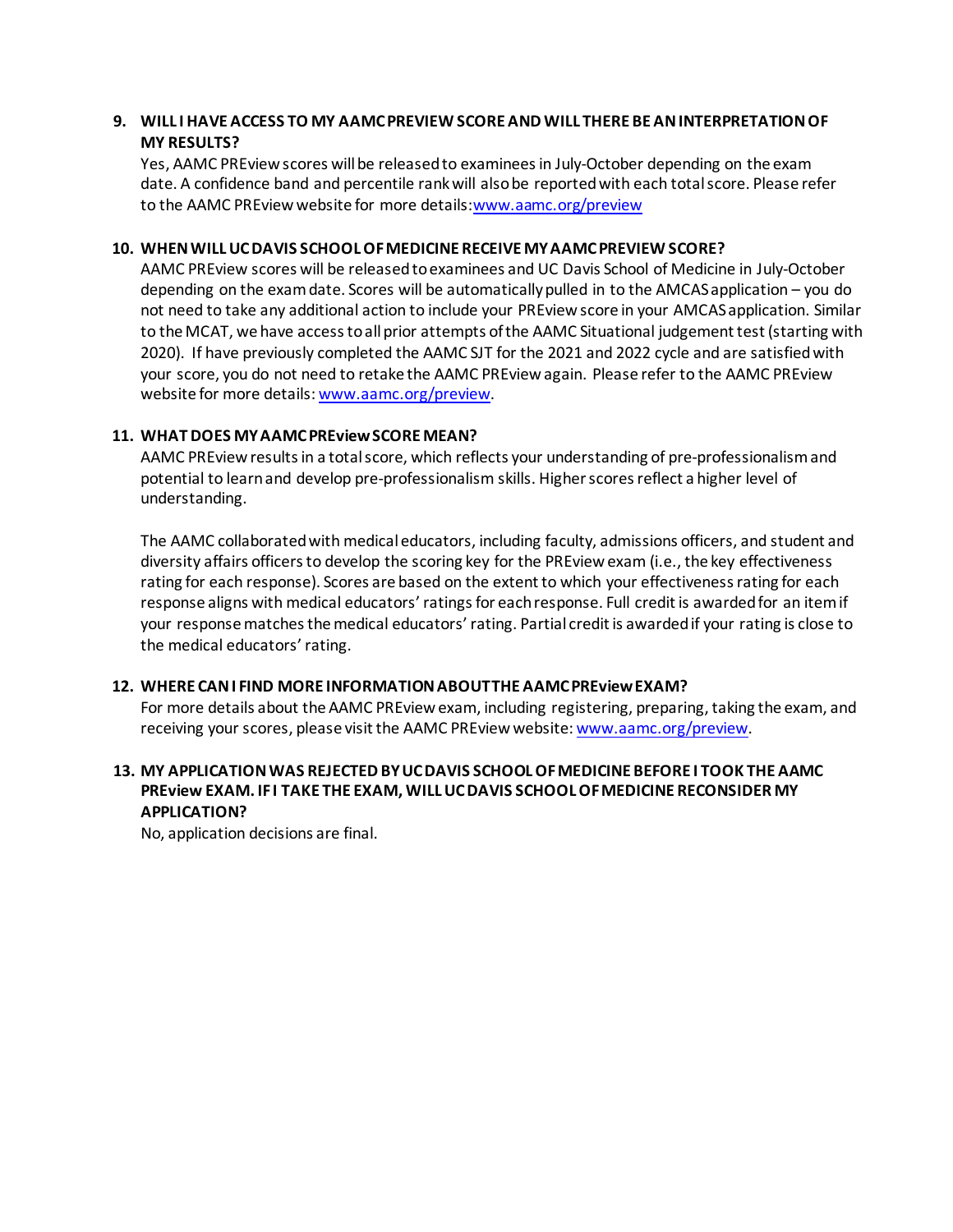9. **WILL I HAVE ACCESS TO MY AAMC PREVIEW SCORE AND WILL THERE BE AN INTERPRETATION OF MY RESULTS?**
   Yes, AAMC PREview scores will be released to examinees in July-October depending on the exam date. A confidence band and percentile rank will also be reported with each total score. Please refer to the AAMC PREview website for more details:[www.aamc.org/preview](http://www.aamc.org/preview)

10. **WHEN WILL UC DAVIS SCHOOL OF MEDICINE RECEIVE MY AAMC PREVIEW SCORE?**
    AAMC PREview scores will be released to examinees and UC Davis School of Medicine in July-October depending on the exam date. Scores will be automatically pulled in to the AMCAS application – you do not need to take any additional action to include your PREview score in your AMCAS application. Similar to the MCAT, we have access to all prior attempts of the AAMC Situational judgement test (starting with 2020). If have previously completed the AAMC SJT for the 2021 and 2022 cycle and are satisfied with your score, you do not need to retake the AAMC PREview again. Please refer to the AAMC PREview website for more details: [www.aamc.org/preview](http://www.aamc.org/preview).

11. **WHAT DOES MY AAMC PREview SCORE MEAN?**
    AAMC PREview results in a total score, which reflects your understanding of pre-professionalism and potential to learn and develop pre-professionalism skills. Higher scores reflect a higher level of understanding.

    The AAMC collaborated with medical educators, including faculty, admissions officers, and student and diversity affairs officers to develop the scoring key for the PREview exam (i.e., the key effectiveness rating for each response). Scores are based on the extent to which your effectiveness rating for each response aligns with medical educators' ratings for each response. Full credit is awarded for an item if your response matches the medical educators' rating. Partial credit is awarded if your rating is close to the medical educators' rating.

12. **WHERE CAN I FIND MORE INFORMATION ABOUT THE AAMC PREview EXAM?**
    For more details about the AAMC PREview exam, including registering, preparing, taking the exam, and receiving your scores, please visit the AAMC PREview website: [www.aamc.org/preview](http://www.aamc.org/preview).

13. **MY APPLICATION WAS REJECTED BY UC DAVIS SCHOOL OF MEDICINE BEFORE I TOOK THE AAMC PREview EXAM. IF I TAKE THE EXAM, WILL UC DAVIS SCHOOL OF MEDICINE RECONSIDER MY APPLICATION?**
    No, application decisions are final.